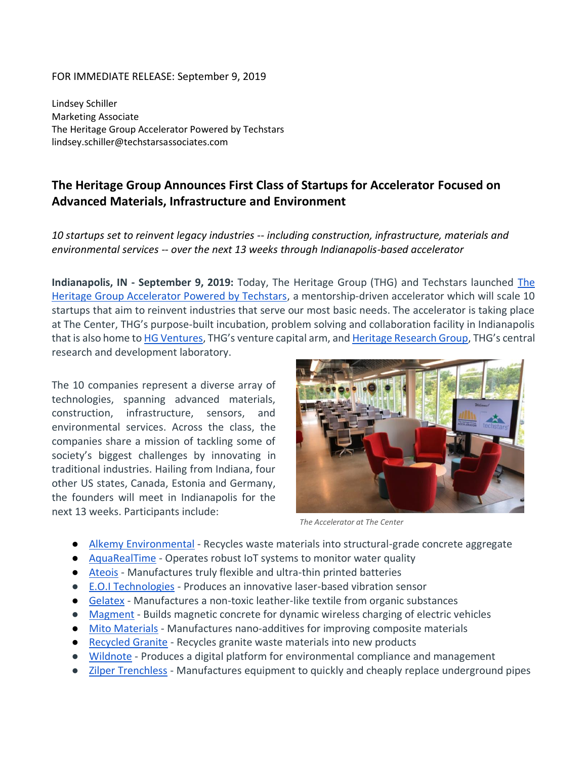FOR IMMEDIATE RELEASE: September 9, 2019

Lindsey Schiller
Marketing Associate
The Heritage Group Accelerator Powered by Techstars
lindsey.schiller@techstarsassociates.com

## The Heritage Group Announces First Class of Startups for Accelerator Focused on Advanced Materials, Infrastructure and Environment

*10 startups set to reinvent legacy industries -- including construction, infrastructure, materials and environmental services -- over the next 13 weeks through Indianapolis-based accelerator*

**Indianapolis, IN - September 9, 2019:** Today, The Heritage Group (THG) and Techstars launched The Heritage Group Accelerator Powered by Techstars, a mentorship-driven accelerator which will scale 10 startups that aim to reinvent industries that serve our most basic needs. The accelerator is taking place at The Center, THG's purpose-built incubation, problem solving and collaboration facility in Indianapolis that is also home to HG Ventures, THG's venture capital arm, and Heritage Research Group, THG's central research and development laboratory.

The 10 companies represent a diverse array of technologies, spanning advanced materials, construction, infrastructure, sensors, and environmental services. Across the class, the companies share a mission of tackling some of society's biggest challenges by innovating in traditional industries. Hailing from Indiana, four other US states, Canada, Estonia and Germany, the founders will meet in Indianapolis for the next 13 weeks. Participants include:

*The Accelerator at The Center*

- Alkemy Environmental - Recycles waste materials into structural-grade concrete aggregate
- AquaRealTime - Operates robust IoT systems to monitor water quality
- Ateois - Manufactures truly flexible and ultra-thin printed batteries
- E.O.I Technologies - Produces an innovative laser-based vibration sensor
- Gelatex - Manufactures a non-toxic leather-like textile from organic substances
- Magment - Builds magnetic concrete for dynamic wireless charging of electric vehicles
- Mito Materials - Manufactures nano-additives for improving composite materials
- Recycled Granite - Recycles granite waste materials into new products
- Wildnote - Produces a digital platform for environmental compliance and management
- Zilper Trenchless - Manufactures equipment to quickly and cheaply replace underground pipes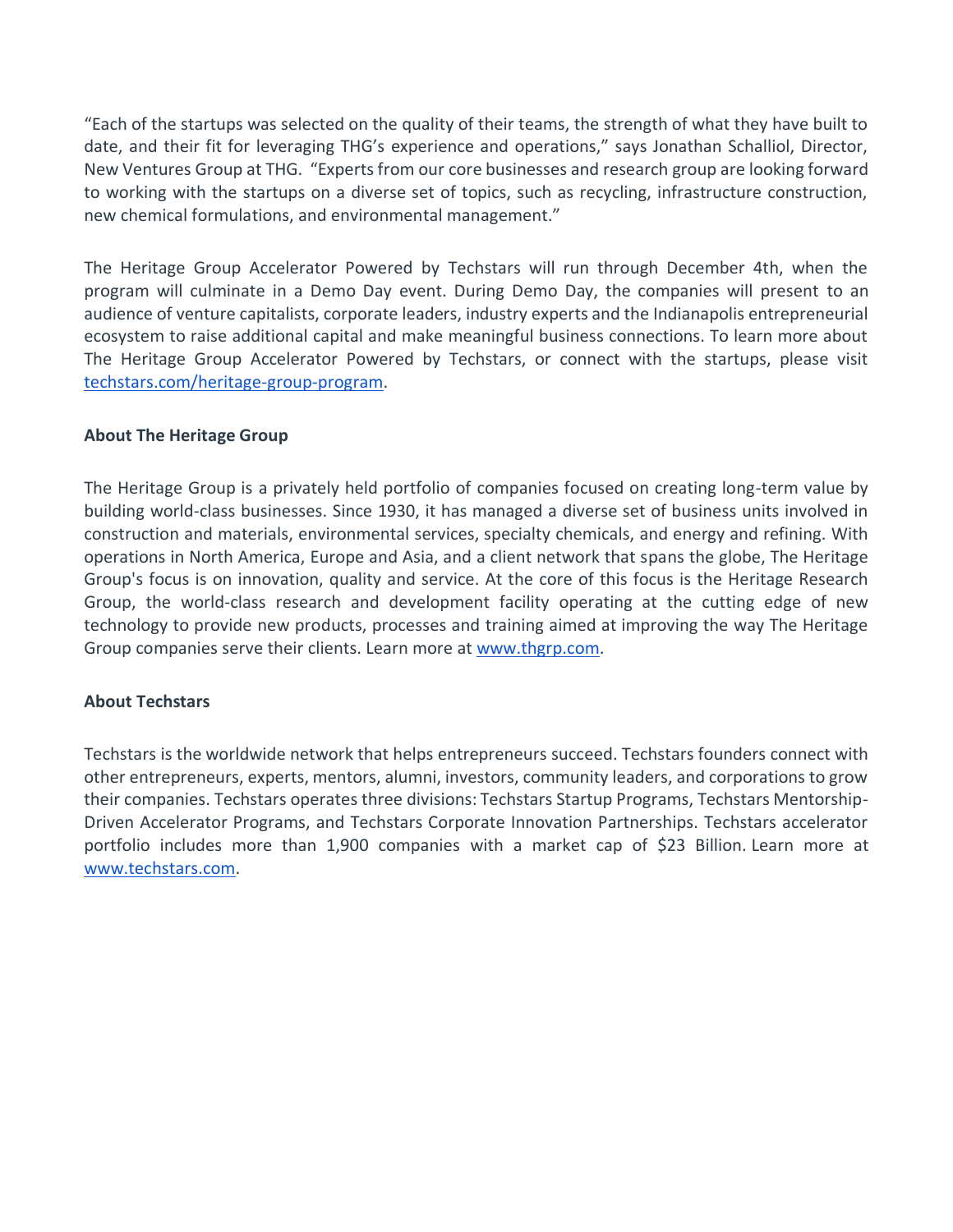"Each of the startups was selected on the quality of their teams, the strength of what they have built to date, and their fit for leveraging THG's experience and operations," says Jonathan Schalliol, Director, New Ventures Group at THG. "Experts from our core businesses and research group are looking forward to working with the startups on a diverse set of topics, such as recycling, infrastructure construction, new chemical formulations, and environmental management."

The Heritage Group Accelerator Powered by Techstars will run through December 4th, when the program will culminate in a Demo Day event. During Demo Day, the companies will present to an audience of venture capitalists, corporate leaders, industry experts and the Indianapolis entrepreneurial ecosystem to raise additional capital and make meaningful business connections. To learn more about The Heritage Group Accelerator Powered by Techstars, or connect with the startups, please visit [techstars.com/heritage-group-program](techstars.com/heritage-group-program).

**About The Heritage Group**

The Heritage Group is a privately held portfolio of companies focused on creating long-term value by building world-class businesses. Since 1930, it has managed a diverse set of business units involved in construction and materials, environmental services, specialty chemicals, and energy and refining. With operations in North America, Europe and Asia, and a client network that spans the globe, The Heritage Group's focus is on innovation, quality and service. At the core of this focus is the Heritage Research Group, the world-class research and development facility operating at the cutting edge of new technology to provide new products, processes and training aimed at improving the way The Heritage Group companies serve their clients. Learn more at [www.thgrp.com](www.thgrp.com).

**About Techstars**

Techstars is the worldwide network that helps entrepreneurs succeed. Techstars founders connect with other entrepreneurs, experts, mentors, alumni, investors, community leaders, and corporations to grow their companies. Techstars operates three divisions: Techstars Startup Programs, Techstars Mentorship-Driven Accelerator Programs, and Techstars Corporate Innovation Partnerships. Techstars accelerator portfolio includes more than 1,900 companies with a market cap of $23 Billion. Learn more at [www.techstars.com](www.techstars.com).